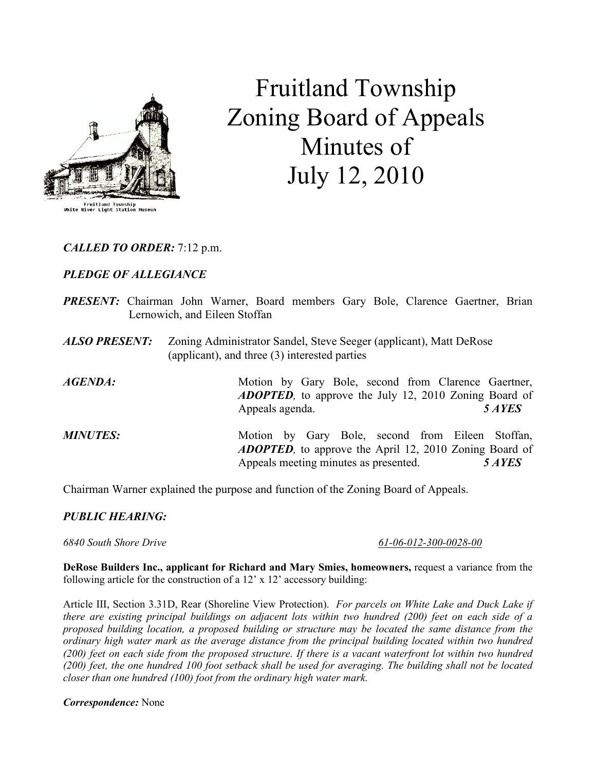# Fruitland Township Zoning Board of Appeals Minutes of July 12, 2010

Fruitland Township
White River Light Station Museum

***CALLED TO ORDER:*** 7:12 p.m.

***PLEDGE OF ALLEGIANCE***

***PRESENT:*** Chairman John Warner, Board members Gary Bole, Clarence Gaertner, Brian Lernowich, and Eileen Stoffan

***ALSO PRESENT:*** Zoning Administrator Sandel, Steve Seeger (applicant), Matt DeRose (applicant), and three (3) interested parties

***AGENDA:*** Motion by Gary Bole, second from Clarence Gaertner, ***ADOPTED****,* to approve the July 12, 2010 Zoning Board of Appeals agenda. ***5 AYES***

***MINUTES:*** Motion by Gary Bole, second from Eileen Stoffan, ***ADOPTED****,* to approve the April 12, 2010 Zoning Board of Appeals meeting minutes as presented. ***5 AYES***

Chairman Warner explained the purpose and function of the Zoning Board of Appeals.

***PUBLIC HEARING:***

*6840 South Shore Drive* *61-06-012-300-0028-00*

**DeRose Builders Inc., applicant for Richard and Mary Smies, homeowners,** request a variance from the following article for the construction of a 12' x 12' accessory building:

Article III, Section 3.31D, Rear (Shoreline View Protection). *For parcels on White Lake and Duck Lake if there are existing principal buildings on adjacent lots within two hundred (200) feet on each side of a proposed building location, a proposed building or structure may be located the same distance from the ordinary high water mark as the average distance from the principal building located within two hundred (200) feet on each side from the proposed structure. If there is a vacant waterfront lot within two hundred (200) feet, the one hundred 100 foot setback shall be used for averaging. The building shall not be located closer than one hundred (100) foot from the ordinary high water mark.*

***Correspondence:*** None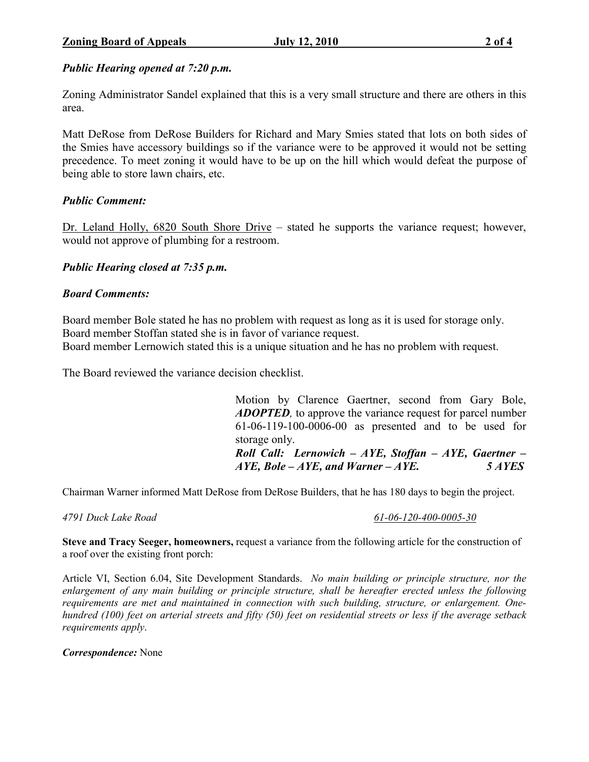*Public Hearing opened at 7:20 p.m.*

Zoning Administrator Sandel explained that this is a very small structure and there are others in this area.

Matt DeRose from DeRose Builders for Richard and Mary Smies stated that lots on both sides of the Smies have accessory buildings so if the variance were to be approved it would not be setting precedence. To meet zoning it would have to be up on the hill which would defeat the purpose of being able to store lawn chairs, etc.

***Public Comment:***

Dr. Leland Holly, 6820 South Shore Drive – stated he supports the variance request; however, would not approve of plumbing for a restroom.

*Public Hearing closed at 7:35 p.m.*

***Board Comments:***

Board member Bole stated he has no problem with request as long as it is used for storage only.
Board member Stoffan stated she is in favor of variance request.
Board member Lernowich stated this is a unique situation and he has no problem with request.

The Board reviewed the variance decision checklist.

Motion by Clarence Gaertner, second from Gary Bole, ***ADOPTED***, to approve the variance request for parcel number 61-06-119-100-0006-00 as presented and to be used for storage only.
***Roll Call: Lernowich – AYE, Stoffan – AYE, Gaertner – AYE, Bole – AYE, and Warner – AYE. 5 AYES***

Chairman Warner informed Matt DeRose from DeRose Builders, that he has 180 days to begin the project.

*4791 Duck Lake Road* *61-06-120-400-0005-30*

**Steve and Tracy Seeger, homeowners,** request a variance from the following article for the construction of a roof over the existing front porch:

Article VI, Section 6.04, Site Development Standards. *No main building or principle structure, nor the enlargement of any main building or principle structure, shall be hereafter erected unless the following requirements are met and maintained in connection with such building, structure, or enlargement. One-hundred (100) feet on arterial streets and fifty (50) feet on residential streets or less if the average setback requirements apply*.

***Correspondence:*** None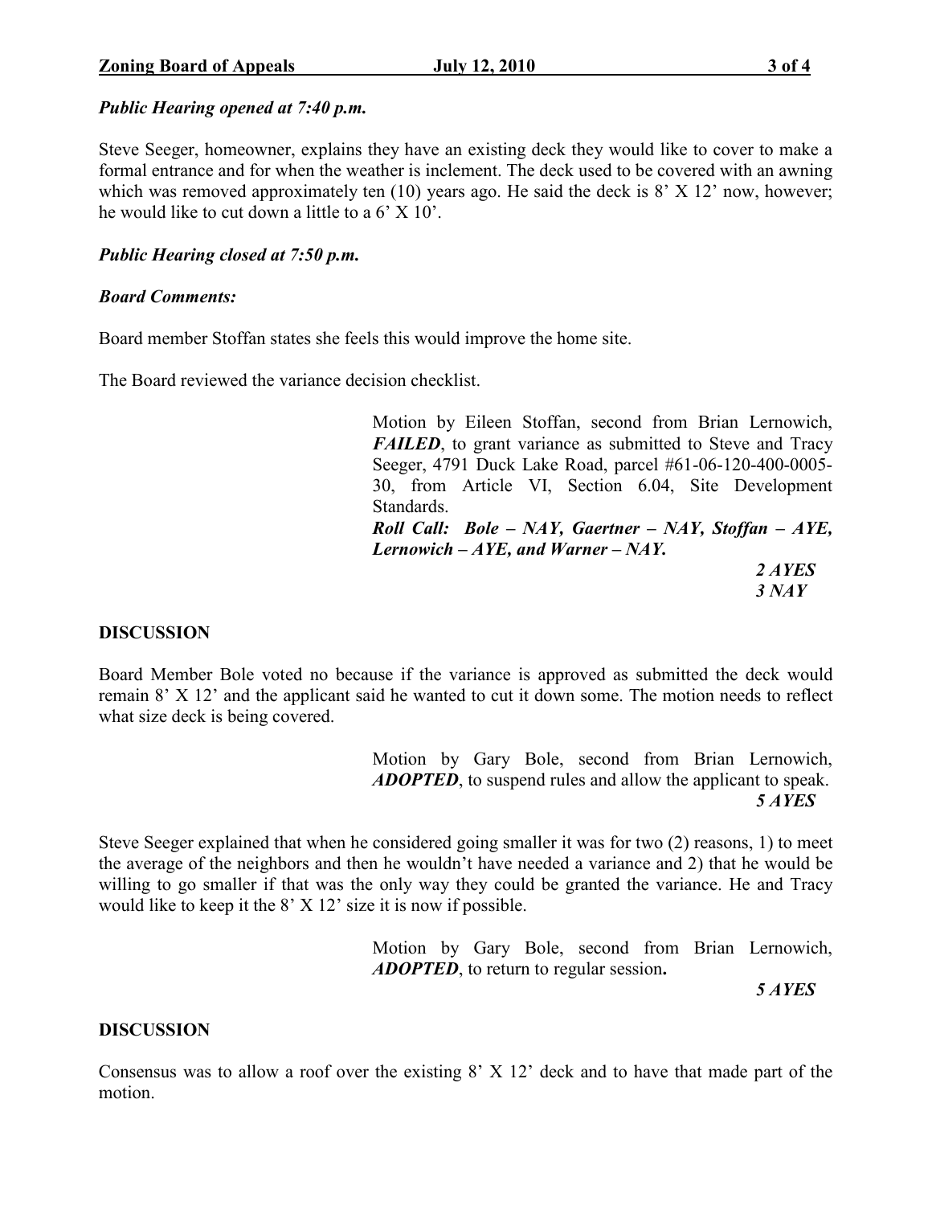***Public Hearing opened at 7:40 p.m.***

Steve Seeger, homeowner, explains they have an existing deck they would like to cover to make a formal entrance and for when the weather is inclement. The deck used to be covered with an awning which was removed approximately ten (10) years ago. He said the deck is 8' X 12' now, however; he would like to cut down a little to a 6' X 10'.

***Public Hearing closed at 7:50 p.m.***

***Board Comments:***

Board member Stoffan states she feels this would improve the home site.

The Board reviewed the variance decision checklist.

> Motion by Eileen Stoffan, second from Brian Lernowich, ***FAILED***, to grant variance as submitted to Steve and Tracy Seeger, 4791 Duck Lake Road, parcel #61-06-120-400-0005-30, from Article VI, Section 6.04, Site Development Standards.
> ***Roll Call: Bole – NAY, Gaertner – NAY, Stoffan – AYE, Lernowich – AYE, and Warner – NAY.***
>
> ***2 AYES***
> ***3 NAY***

**DISCUSSION**

Board Member Bole voted no because if the variance is approved as submitted the deck would remain 8' X 12' and the applicant said he wanted to cut it down some. The motion needs to reflect what size deck is being covered.

> Motion by Gary Bole, second from Brian Lernowich, ***ADOPTED***, to suspend rules and allow the applicant to speak.
>
> ***5 AYES***

Steve Seeger explained that when he considered going smaller it was for two (2) reasons, 1) to meet the average of the neighbors and then he wouldn't have needed a variance and 2) that he would be willing to go smaller if that was the only way they could be granted the variance. He and Tracy would like to keep it the 8' X 12' size it is now if possible.

> Motion by Gary Bole, second from Brian Lernowich, ***ADOPTED***, to return to regular session**.**
>
> ***5 AYES***

**DISCUSSION**

Consensus was to allow a roof over the existing 8' X 12' deck and to have that made part of the motion.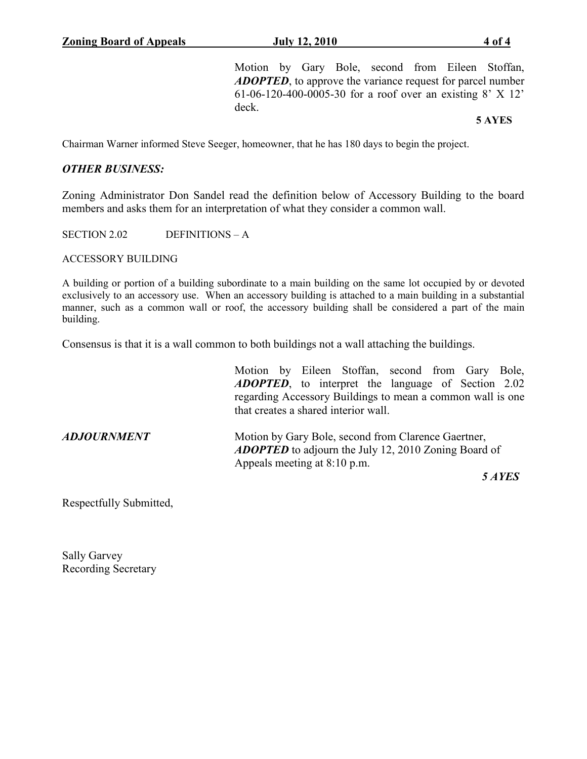Motion by Gary Bole, second from Eileen Stoffan, ***ADOPTED***, to approve the variance request for parcel number 61-06-120-400-0005-30 for a roof over an existing 8' X 12' deck.

**5 AYES**

Chairman Warner informed Steve Seeger, homeowner, that he has 180 days to begin the project.

***OTHER BUSINESS:***

Zoning Administrator Don Sandel read the definition below of Accessory Building to the board members and asks them for an interpretation of what they consider a common wall.

SECTION 2.02 DEFINITIONS – A

ACCESSORY BUILDING

A building or portion of a building subordinate to a main building on the same lot occupied by or devoted exclusively to an accessory use. When an accessory building is attached to a main building in a substantial manner, such as a common wall or roof, the accessory building shall be considered a part of the main building.

Consensus is that it is a wall common to both buildings not a wall attaching the buildings.

Motion by Eileen Stoffan, second from Gary Bole, ***ADOPTED***, to interpret the language of Section 2.02 regarding Accessory Buildings to mean a common wall is one that creates a shared interior wall.

***ADJOURNMENT***

Motion by Gary Bole, second from Clarence Gaertner, ***ADOPTED*** to adjourn the July 12, 2010 Zoning Board of Appeals meeting at 8:10 p.m.

***5 AYES***

Respectfully Submitted,

Sally Garvey
Recording Secretary